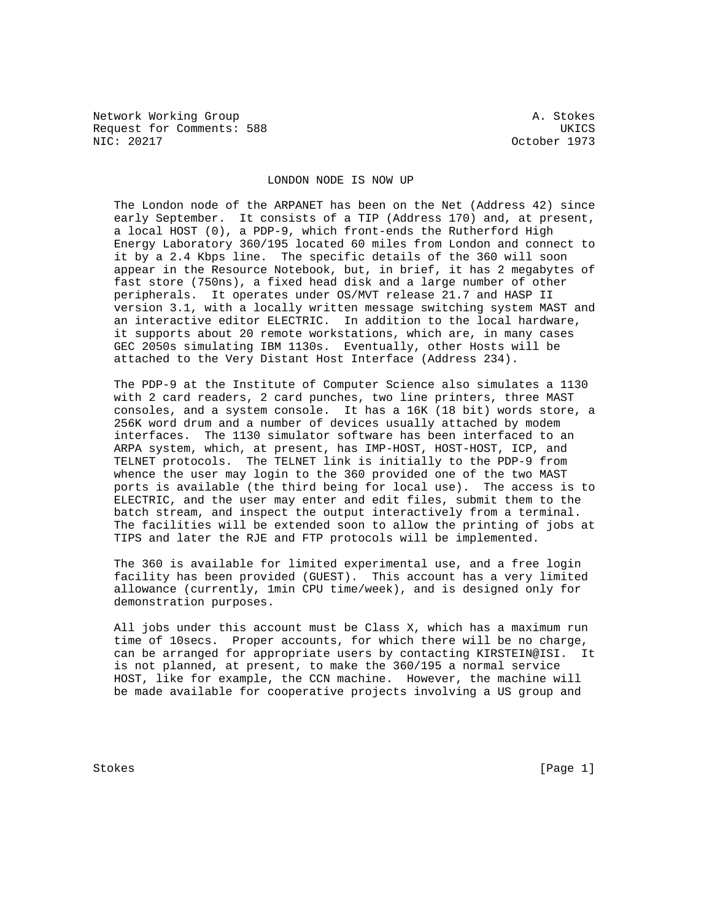Network Working Group A. Stokes
Request for Comments: 588 UKICS
NIC: 20217 October 1973

# LONDON NODE IS NOW UP

The London node of the ARPANET has been on the Net (Address 42) since early September. It consists of a TIP (Address 170) and, at present, a local HOST (0), a PDP-9, which front-ends the Rutherford High Energy Laboratory 360/195 located 60 miles from London and connect to it by a 2.4 Kbps line. The specific details of the 360 will soon appear in the Resource Notebook, but, in brief, it has 2 megabytes of fast store (750ns), a fixed head disk and a large number of other peripherals. It operates under OS/MVT release 21.7 and HASP II version 3.1, with a locally written message switching system MAST and an interactive editor ELECTRIC. In addition to the local hardware, it supports about 20 remote workstations, which are, in many cases GEC 2050s simulating IBM 1130s. Eventually, other Hosts will be attached to the Very Distant Host Interface (Address 234).

The PDP-9 at the Institute of Computer Science also simulates a 1130 with 2 card readers, 2 card punches, two line printers, three MAST consoles, and a system console. It has a 16K (18 bit) words store, a 256K word drum and a number of devices usually attached by modem interfaces. The 1130 simulator software has been interfaced to an ARPA system, which, at present, has IMP-HOST, HOST-HOST, ICP, and TELNET protocols. The TELNET link is initially to the PDP-9 from whence the user may login to the 360 provided one of the two MAST ports is available (the third being for local use). The access is to ELECTRIC, and the user may enter and edit files, submit them to the batch stream, and inspect the output interactively from a terminal. The facilities will be extended soon to allow the printing of jobs at TIPS and later the RJE and FTP protocols will be implemented.

The 360 is available for limited experimental use, and a free login facility has been provided (GUEST). This account has a very limited allowance (currently, 1min CPU time/week), and is designed only for demonstration purposes.

All jobs under this account must be Class X, which has a maximum run time of 10secs. Proper accounts, for which there will be no charge, can be arranged for appropriate users by contacting KIRSTEIN@ISI. It is not planned, at present, to make the 360/195 a normal service HOST, like for example, the CCN machine. However, the machine will be made available for cooperative projects involving a US group and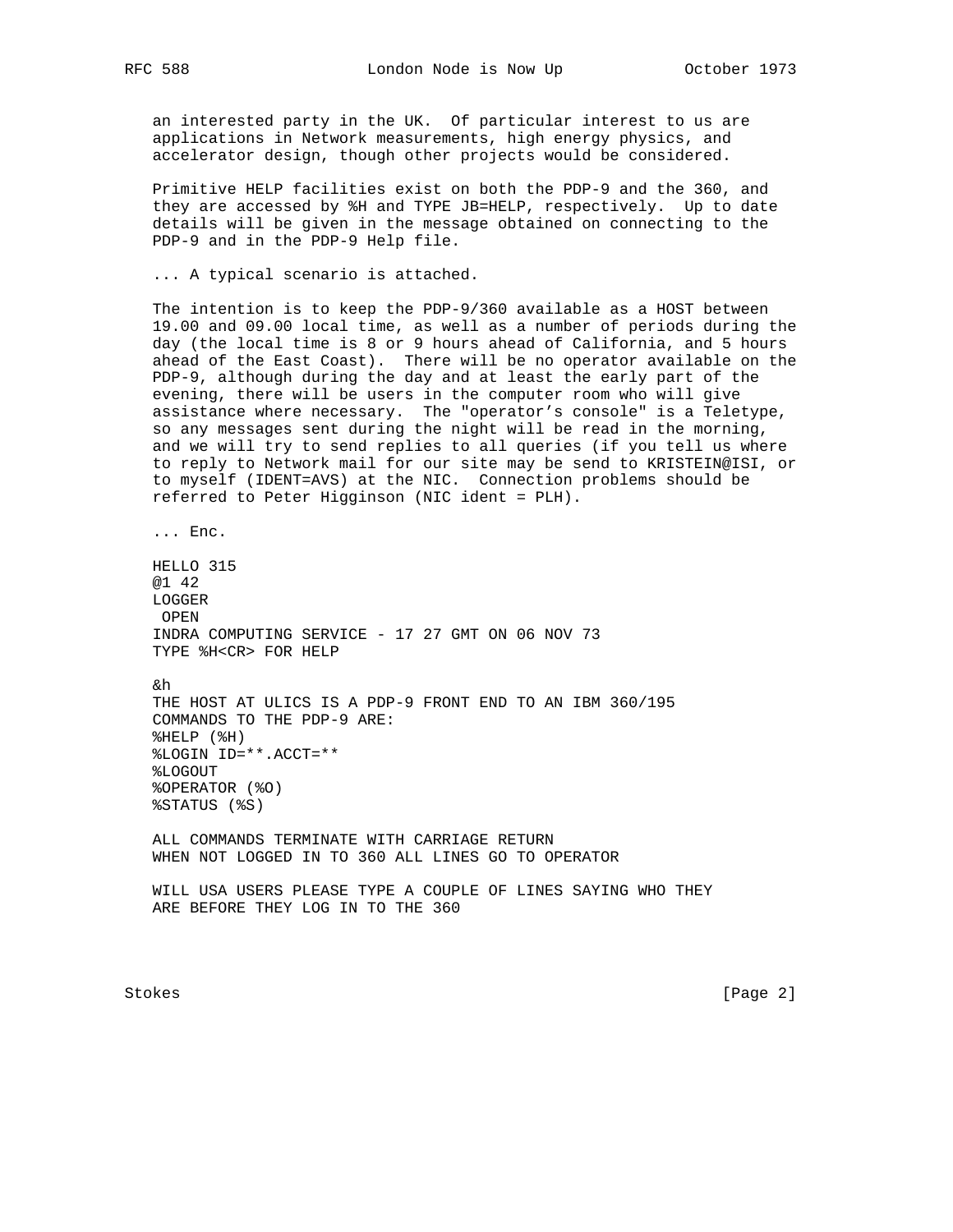an interested party in the UK. Of particular interest to us are applications in Network measurements, high energy physics, and accelerator design, though other projects would be considered.

Primitive HELP facilities exist on both the PDP-9 and the 360, and they are accessed by %H and TYPE JB=HELP, respectively. Up to date details will be given in the message obtained on connecting to the PDP-9 and in the PDP-9 Help file.

... A typical scenario is attached.

The intention is to keep the PDP-9/360 available as a HOST between 19.00 and 09.00 local time, as well as a number of periods during the day (the local time is 8 or 9 hours ahead of California, and 5 hours ahead of the East Coast). There will be no operator available on the PDP-9, although during the day and at least the early part of the evening, there will be users in the computer room who will give assistance where necessary. The "operator's console" is a Teletype, so any messages sent during the night will be read in the morning, and we will try to send replies to all queries (if you tell us where to reply to Network mail for our site may be send to KRISTEIN@ISI, or to myself (IDENT=AVS) at the NIC. Connection problems should be referred to Peter Higginson (NIC ident = PLH).

... Enc.

```
HELLO 315
@1 42
LOGGER
 OPEN
INDRA COMPUTING SERVICE - 17 27 GMT ON 06 NOV 73
TYPE %H<CR> FOR HELP

&h
THE HOST AT ULICS IS A PDP-9 FRONT END TO AN IBM 360/195
COMMANDS TO THE PDP-9 ARE:
%HELP (%H)
%LOGIN ID=**.ACCT=**
%LOGOUT
%OPERATOR (%O)
%STATUS (%S)

ALL COMMANDS TERMINATE WITH CARRIAGE RETURN
WHEN NOT LOGGED IN TO 360 ALL LINES GO TO OPERATOR

WILL USA USERS PLEASE TYPE A COUPLE OF LINES SAYING WHO THEY
ARE BEFORE THEY LOG IN TO THE 360
```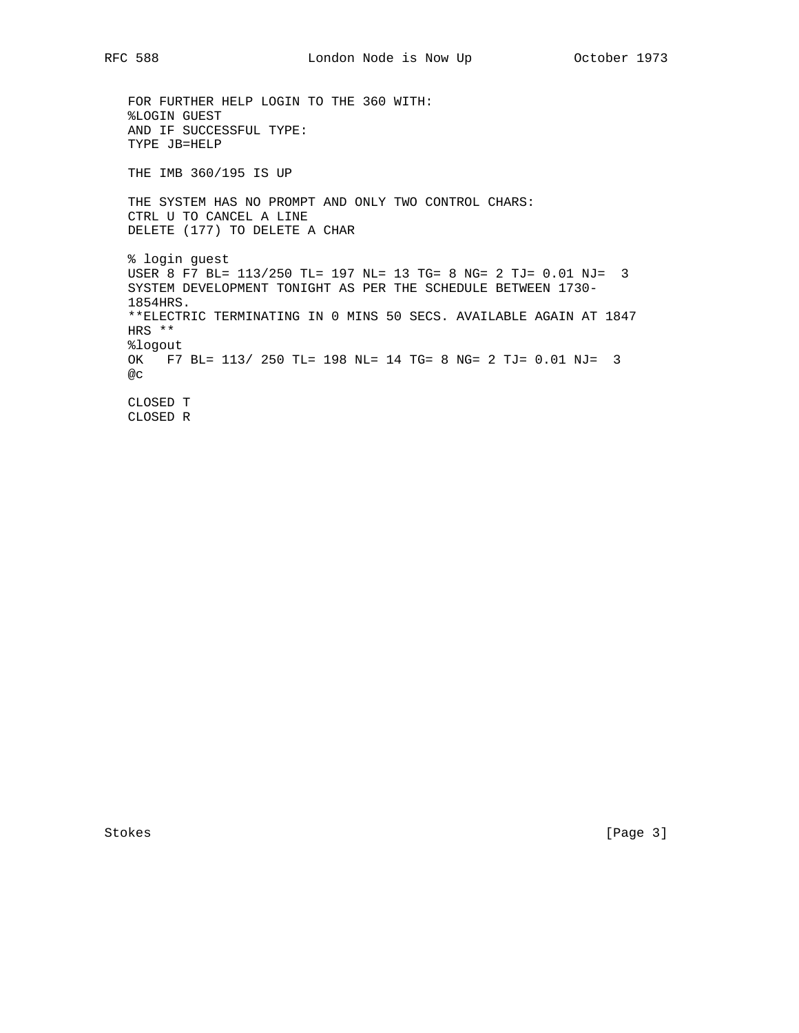```
FOR FURTHER HELP LOGIN TO THE 360 WITH:
%LOGIN GUEST
AND IF SUCCESSFUL TYPE:
TYPE JB=HELP

THE IMB 360/195 IS UP

THE SYSTEM HAS NO PROMPT AND ONLY TWO CONTROL CHARS:
CTRL U TO CANCEL A LINE
DELETE (177) TO DELETE A CHAR

% login guest
USER 8 F7 BL= 113/250 TL= 197 NL= 13 TG= 8 NG= 2 TJ= 0.01 NJ=  3
SYSTEM DEVELOPMENT TONIGHT AS PER THE SCHEDULE BETWEEN 1730-
1854HRS.
**ELECTRIC TERMINATING IN 0 MINS 50 SECS. AVAILABLE AGAIN AT 1847
HRS **
%logout
OK   F7 BL= 113/ 250 TL= 198 NL= 14 TG= 8 NG= 2 TJ= 0.01 NJ=  3
@c

CLOSED T
CLOSED R
```